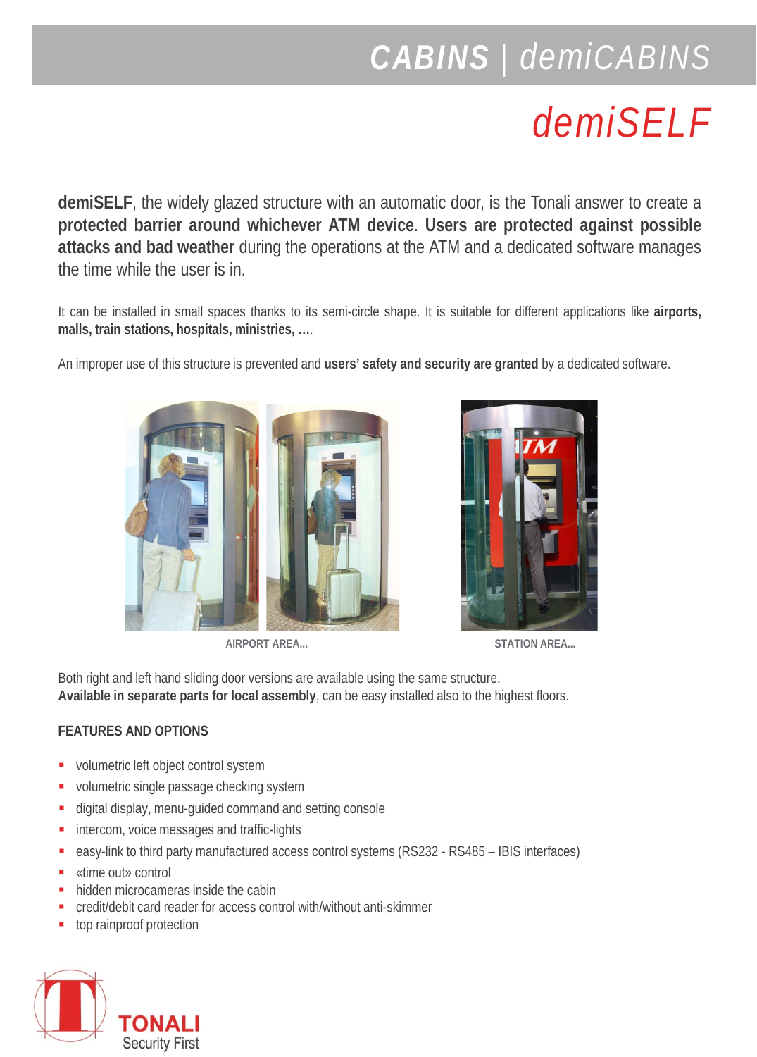# CABINS | demiCABINS

# demiSELF

**demiSELF**, the widely glazed structure with an automatic door, is the Tonali answer to create a **protected barrier around whichever ATM device**. **Users are protected against possible attacks and bad weather** during the operations at the ATM and a dedicated software manages the time while the user is in.

It can be installed in small spaces thanks to its semi-circle shape. It is suitable for different applications like **airports, malls, train stations, hospitals, ministries, …**.

An improper use of this structure is prevented and **users' safety and security are granted** by a dedicated software.

AIRPORT AREA...

STATION AREA...

Both right and left hand sliding door versions are available using the same structure.
**Available in separate parts for local assembly**, can be easy installed also to the highest floors.

**FEATURES AND OPTIONS**

- volumetric left object control system
- volumetric single passage checking system
- digital display, menu-guided command and setting console
- intercom, voice messages and traffic-lights
- easy-link to third party manufactured access control systems (RS232 - RS485 – IBIS interfaces)
- «time out» control
- hidden microcameras inside the cabin
- credit/debit card reader for access control with/without anti-skimmer
- top rainproof protection

TONALI
Security First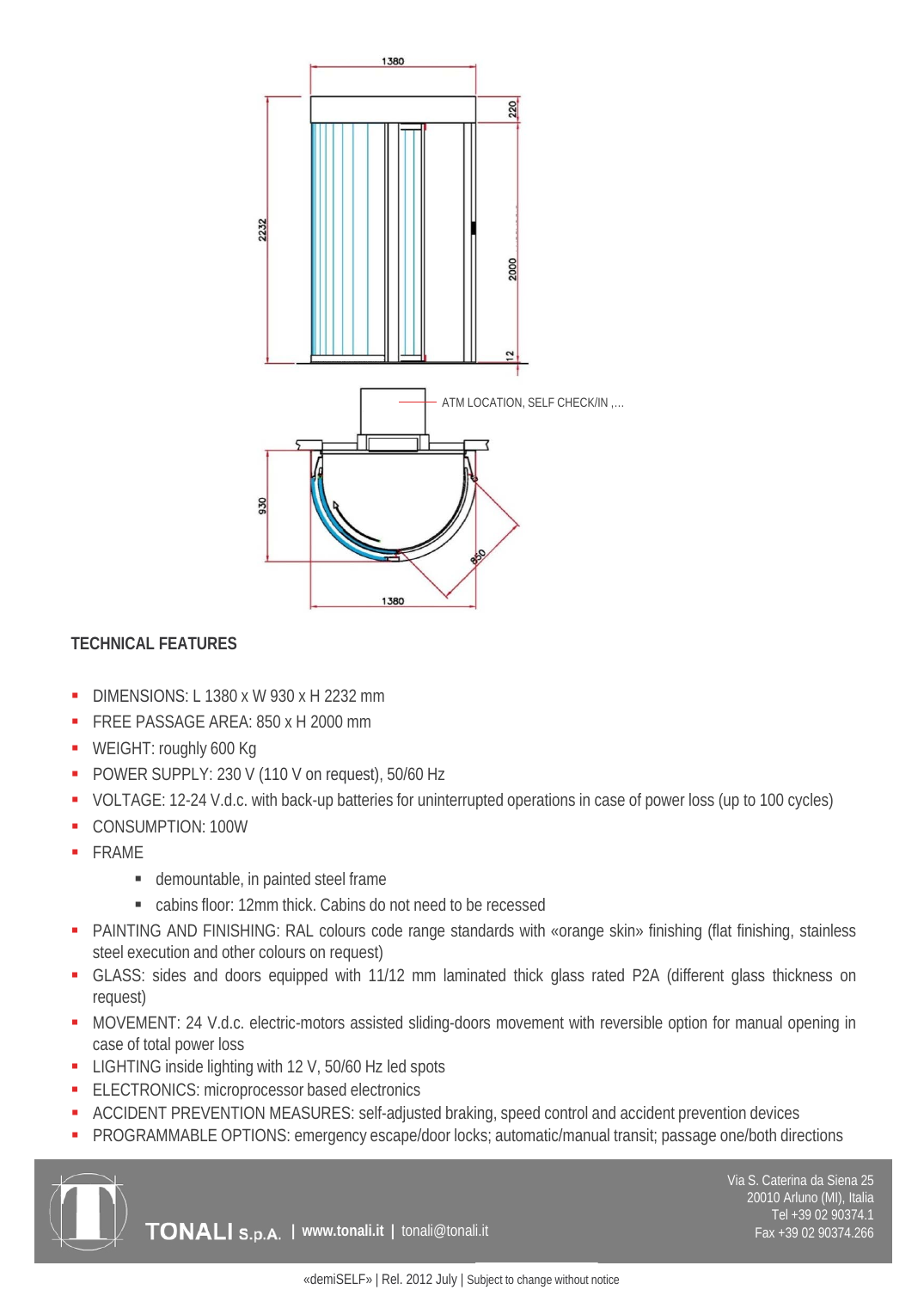1380

220

2232

2000

12

ATM LOCATION, SELF CHECK/IN ,...

930

850

1380

### TECHNICAL FEATURES

- DIMENSIONS: L 1380 x W 930 x H 2232 mm
- FREE PASSAGE AREA: 850 x H 2000 mm
- WEIGHT: roughly 600 Kg
- POWER SUPPLY: 230 V (110 V on request), 50/60 Hz
- VOLTAGE: 12-24 V.d.c. with back-up batteries for uninterrupted operations in case of power loss (up to 100 cycles)
- CONSUMPTION: 100W
- FRAME
  - demountable, in painted steel frame
  - cabins floor: 12mm thick. Cabins do not need to be recessed
- PAINTING AND FINISHING: RAL colours code range standards with «orange skin» finishing (flat finishing, stainless steel execution and other colours on request)
- GLASS: sides and doors equipped with 11/12 mm laminated thick glass rated P2A (different glass thickness on request)
- MOVEMENT: 24 V.d.c. electric-motors assisted sliding-doors movement with reversible option for manual opening in case of total power loss
- LIGHTING inside lighting with 12 V, 50/60 Hz led spots
- ELECTRONICS: microprocessor based electronics
- ACCIDENT PREVENTION MEASURES: self-adjusted braking, speed control and accident prevention devices
- PROGRAMMABLE OPTIONS: emergency escape/door locks; automatic/manual transit; passage one/both directions

TONALI S.p.A. | www.tonali.it | tonali@tonali.it

Via S. Caterina da Siena 25
20010 Arluno (MI), Italia
Tel +39 02 90374.1
Fax +39 02 90374.266

«demiSELF» | Rel. 2012 July | Subject to change without notice